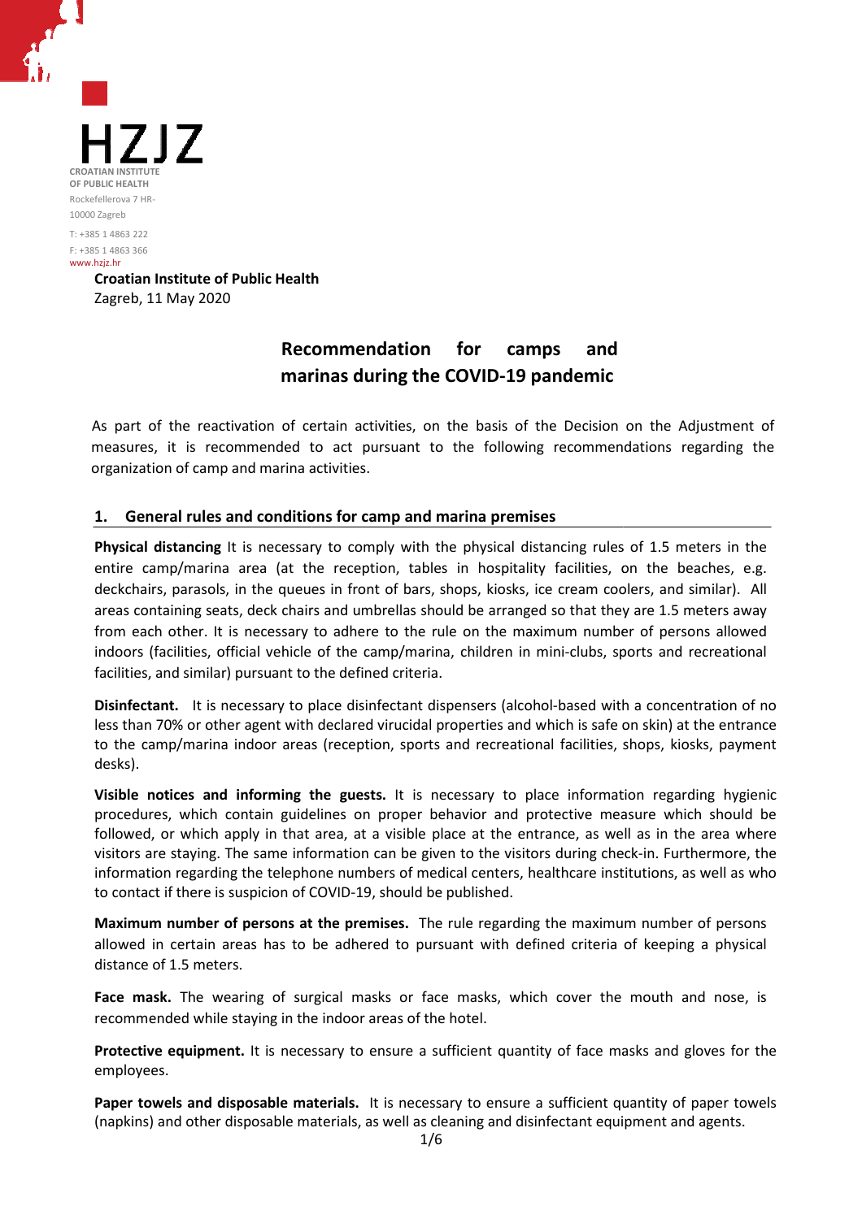HZJZ

CROATIAN INSTITUTE OF PUBLIC HEALTH
Rockefellerova 7 HR-10000 Zagreb
T: +385 1 4863 222
F: +385 1 4863 366
www.hzjz.hr

**Croatian Institute of Public Health**
Zagreb, 11 May 2020

# Recommendation for camps and marinas during the COVID-19 pandemic

As part of the reactivation of certain activities, on the basis of the Decision on the Adjustment of measures, it is recommended to act pursuant to the following recommendations regarding the organization of camp and marina activities.

## 1. General rules and conditions for camp and marina premises

**Physical distancing** It is necessary to comply with the physical distancing rules of 1.5 meters in the entire camp/marina area (at the reception, tables in hospitality facilities, on the beaches, e.g. deckchairs, parasols, in the queues in front of bars, shops, kiosks, ice cream coolers, and similar). All areas containing seats, deck chairs and umbrellas should be arranged so that they are 1.5 meters away from each other. It is necessary to adhere to the rule on the maximum number of persons allowed indoors (facilities, official vehicle of the camp/marina, children in mini-clubs, sports and recreational facilities, and similar) pursuant to the defined criteria.

**Disinfectant.** It is necessary to place disinfectant dispensers (alcohol-based with a concentration of no less than 70% or other agent with declared virucidal properties and which is safe on skin) at the entrance to the camp/marina indoor areas (reception, sports and recreational facilities, shops, kiosks, payment desks).

**Visible notices and informing the guests.** It is necessary to place information regarding hygienic procedures, which contain guidelines on proper behavior and protective measure which should be followed, or which apply in that area, at a visible place at the entrance, as well as in the area where visitors are staying. The same information can be given to the visitors during check-in. Furthermore, the information regarding the telephone numbers of medical centers, healthcare institutions, as well as who to contact if there is suspicion of COVID-19, should be published.

**Maximum number of persons at the premises.** The rule regarding the maximum number of persons allowed in certain areas has to be adhered to pursuant with defined criteria of keeping a physical distance of 1.5 meters.

**Face mask.** The wearing of surgical masks or face masks, which cover the mouth and nose, is recommended while staying in the indoor areas of the hotel.

**Protective equipment.** It is necessary to ensure a sufficient quantity of face masks and gloves for the employees.

**Paper towels and disposable materials.** It is necessary to ensure a sufficient quantity of paper towels (napkins) and other disposable materials, as well as cleaning and disinfectant equipment and agents.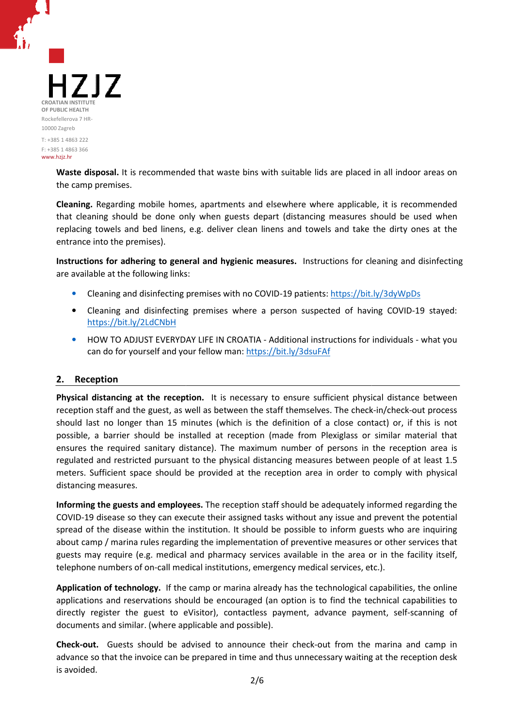**Waste disposal.** It is recommended that waste bins with suitable lids are placed in all indoor areas on the camp premises.

**Cleaning.** Regarding mobile homes, apartments and elsewhere where applicable, it is recommended that cleaning should be done only when guests depart (distancing measures should be used when replacing towels and bed linens, e.g. deliver clean linens and towels and take the dirty ones at the entrance into the premises).

**Instructions for adhering to general and hygienic measures.** Instructions for cleaning and disinfecting are available at the following links:

- Cleaning and disinfecting premises with no COVID-19 patients: https://bit.ly/3dyWpDs
- Cleaning and disinfecting premises where a person suspected of having COVID-19 stayed: https://bit.ly/2LdCNbH
- HOW TO ADJUST EVERYDAY LIFE IN CROATIA - Additional instructions for individuals - what you can do for yourself and your fellow man: https://bit.ly/3dsuFAf

## 2. Reception

**Physical distancing at the reception.** It is necessary to ensure sufficient physical distance between reception staff and the guest, as well as between the staff themselves. The check-in/check-out process should last no longer than 15 minutes (which is the definition of a close contact) or, if this is not possible, a barrier should be installed at reception (made from Plexiglass or similar material that ensures the required sanitary distance). The maximum number of persons in the reception area is regulated and restricted pursuant to the physical distancing measures between people of at least 1.5 meters. Sufficient space should be provided at the reception area in order to comply with physical distancing measures.

**Informing the guests and employees.** The reception staff should be adequately informed regarding the COVID-19 disease so they can execute their assigned tasks without any issue and prevent the potential spread of the disease within the institution. It should be possible to inform guests who are inquiring about camp / marina rules regarding the implementation of preventive measures or other services that guests may require (e.g. medical and pharmacy services available in the area or in the facility itself, telephone numbers of on-call medical institutions, emergency medical services, etc.).

**Application of technology.** If the camp or marina already has the technological capabilities, the online applications and reservations should be encouraged (an option is to find the technical capabilities to directly register the guest to eVisitor), contactless payment, advance payment, self-scanning of documents and similar. (where applicable and possible).

**Check-out.** Guests should be advised to announce their check-out from the marina and camp in advance so that the invoice can be prepared in time and thus unnecessary waiting at the reception desk is avoided.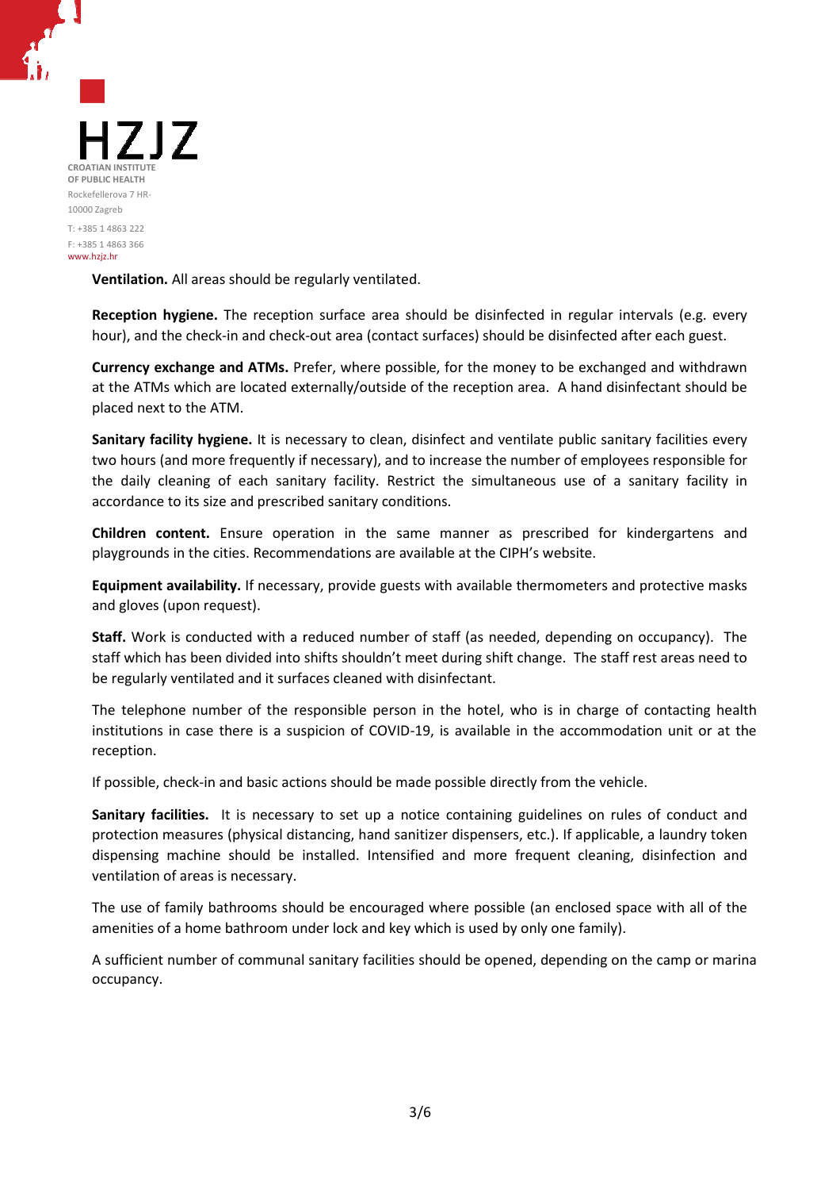**Ventilation.** All areas should be regularly ventilated.

**Reception hygiene.** The reception surface area should be disinfected in regular intervals (e.g. every hour), and the check-in and check-out area (contact surfaces) should be disinfected after each guest.

**Currency exchange and ATMs.** Prefer, where possible, for the money to be exchanged and withdrawn at the ATMs which are located externally/outside of the reception area. A hand disinfectant should be placed next to the ATM.

**Sanitary facility hygiene.** It is necessary to clean, disinfect and ventilate public sanitary facilities every two hours (and more frequently if necessary), and to increase the number of employees responsible for the daily cleaning of each sanitary facility. Restrict the simultaneous use of a sanitary facility in accordance to its size and prescribed sanitary conditions.

**Children content.** Ensure operation in the same manner as prescribed for kindergartens and playgrounds in the cities. Recommendations are available at the CIPH's website.

**Equipment availability.** If necessary, provide guests with available thermometers and protective masks and gloves (upon request).

**Staff.** Work is conducted with a reduced number of staff (as needed, depending on occupancy). The staff which has been divided into shifts shouldn't meet during shift change. The staff rest areas need to be regularly ventilated and it surfaces cleaned with disinfectant.

The telephone number of the responsible person in the hotel, who is in charge of contacting health institutions in case there is a suspicion of COVID-19, is available in the accommodation unit or at the reception.

If possible, check-in and basic actions should be made possible directly from the vehicle.

**Sanitary facilities.** It is necessary to set up a notice containing guidelines on rules of conduct and protection measures (physical distancing, hand sanitizer dispensers, etc.). If applicable, a laundry token dispensing machine should be installed. Intensified and more frequent cleaning, disinfection and ventilation of areas is necessary.

The use of family bathrooms should be encouraged where possible (an enclosed space with all of the amenities of a home bathroom under lock and key which is used by only one family).

A sufficient number of communal sanitary facilities should be opened, depending on the camp or marina occupancy.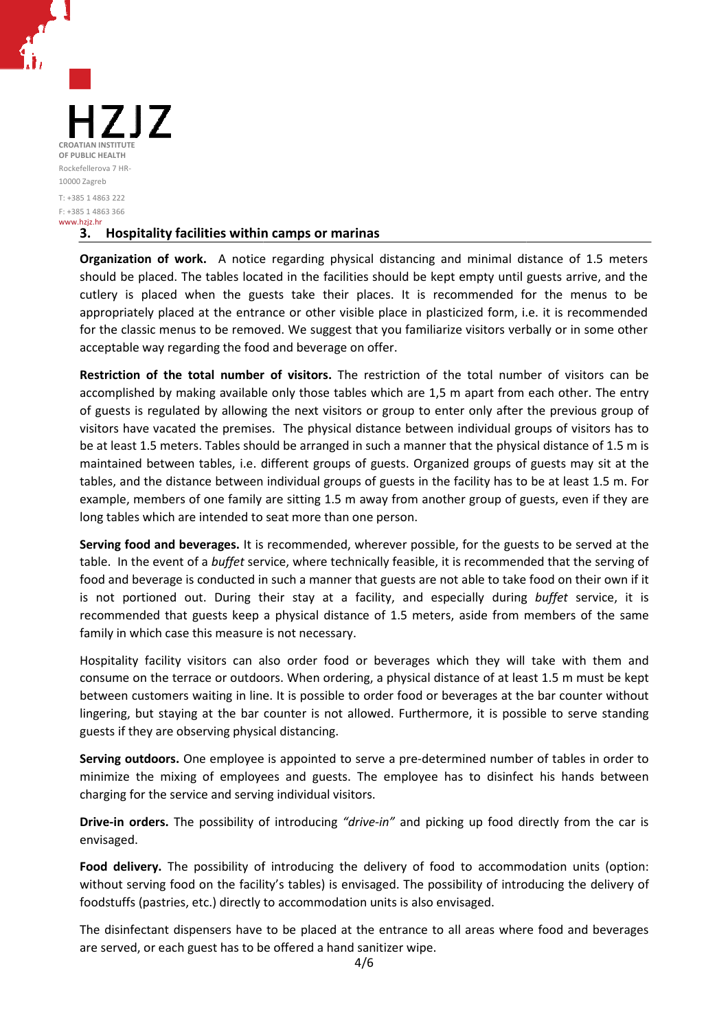## 3. Hospitality facilities within camps or marinas

**Organization of work.** A notice regarding physical distancing and minimal distance of 1.5 meters should be placed. The tables located in the facilities should be kept empty until guests arrive, and the cutlery is placed when the guests take their places. It is recommended for the menus to be appropriately placed at the entrance or other visible place in plasticized form, i.e. it is recommended for the classic menus to be removed. We suggest that you familiarize visitors verbally or in some other acceptable way regarding the food and beverage on offer.

**Restriction of the total number of visitors.** The restriction of the total number of visitors can be accomplished by making available only those tables which are 1,5 m apart from each other. The entry of guests is regulated by allowing the next visitors or group to enter only after the previous group of visitors have vacated the premises. The physical distance between individual groups of visitors has to be at least 1.5 meters. Tables should be arranged in such a manner that the physical distance of 1.5 m is maintained between tables, i.e. different groups of guests. Organized groups of guests may sit at the tables, and the distance between individual groups of guests in the facility has to be at least 1.5 m. For example, members of one family are sitting 1.5 m away from another group of guests, even if they are long tables which are intended to seat more than one person.

**Serving food and beverages.** It is recommended, wherever possible, for the guests to be served at the table. In the event of a *buffet* service, where technically feasible, it is recommended that the serving of food and beverage is conducted in such a manner that guests are not able to take food on their own if it is not portioned out. During their stay at a facility, and especially during *buffet* service, it is recommended that guests keep a physical distance of 1.5 meters, aside from members of the same family in which case this measure is not necessary.

Hospitality facility visitors can also order food or beverages which they will take with them and consume on the terrace or outdoors. When ordering, a physical distance of at least 1.5 m must be kept between customers waiting in line. It is possible to order food or beverages at the bar counter without lingering, but staying at the bar counter is not allowed. Furthermore, it is possible to serve standing guests if they are observing physical distancing.

**Serving outdoors.** One employee is appointed to serve a pre-determined number of tables in order to minimize the mixing of employees and guests. The employee has to disinfect his hands between charging for the service and serving individual visitors.

**Drive-in orders.** The possibility of introducing *"drive-in"* and picking up food directly from the car is envisaged.

**Food delivery.** The possibility of introducing the delivery of food to accommodation units (option: without serving food on the facility's tables) is envisaged. The possibility of introducing the delivery of foodstuffs (pastries, etc.) directly to accommodation units is also envisaged.

The disinfectant dispensers have to be placed at the entrance to all areas where food and beverages are served, or each guest has to be offered a hand sanitizer wipe.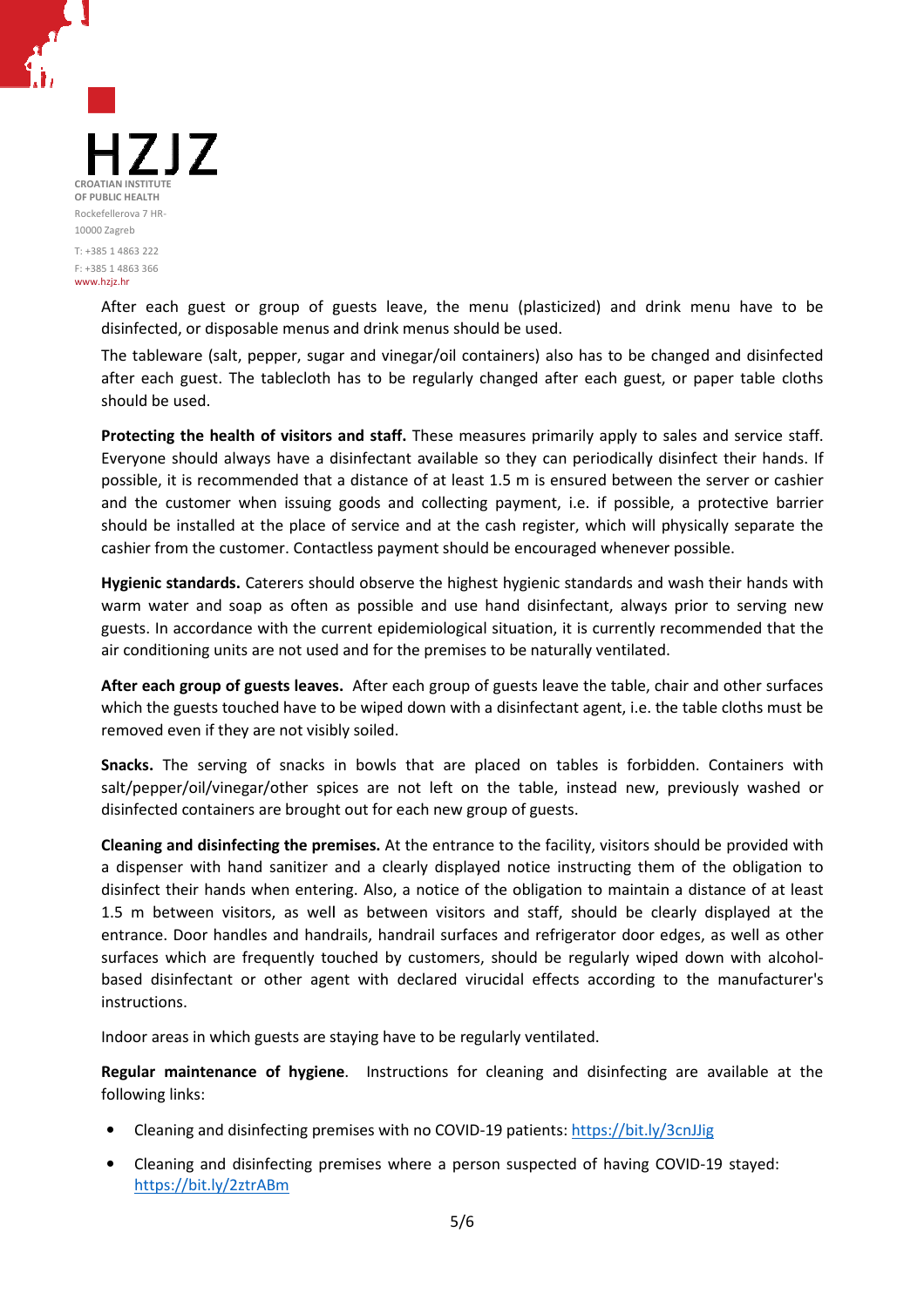After each guest or group of guests leave, the menu (plasticized) and drink menu have to be disinfected, or disposable menus and drink menus should be used.

The tableware (salt, pepper, sugar and vinegar/oil containers) also has to be changed and disinfected after each guest. The tablecloth has to be regularly changed after each guest, or paper table cloths should be used.

**Protecting the health of visitors and staff.** These measures primarily apply to sales and service staff. Everyone should always have a disinfectant available so they can periodically disinfect their hands. If possible, it is recommended that a distance of at least 1.5 m is ensured between the server or cashier and the customer when issuing goods and collecting payment, i.e. if possible, a protective barrier should be installed at the place of service and at the cash register, which will physically separate the cashier from the customer. Contactless payment should be encouraged whenever possible.

**Hygienic standards.** Caterers should observe the highest hygienic standards and wash their hands with warm water and soap as often as possible and use hand disinfectant, always prior to serving new guests. In accordance with the current epidemiological situation, it is currently recommended that the air conditioning units are not used and for the premises to be naturally ventilated.

**After each group of guests leaves.** After each group of guests leave the table, chair and other surfaces which the guests touched have to be wiped down with a disinfectant agent, i.e. the table cloths must be removed even if they are not visibly soiled.

**Snacks.** The serving of snacks in bowls that are placed on tables is forbidden. Containers with salt/pepper/oil/vinegar/other spices are not left on the table, instead new, previously washed or disinfected containers are brought out for each new group of guests.

**Cleaning and disinfecting the premises.** At the entrance to the facility, visitors should be provided with a dispenser with hand sanitizer and a clearly displayed notice instructing them of the obligation to disinfect their hands when entering. Also, a notice of the obligation to maintain a distance of at least 1.5 m between visitors, as well as between visitors and staff, should be clearly displayed at the entrance. Door handles and handrails, handrail surfaces and refrigerator door edges, as well as other surfaces which are frequently touched by customers, should be regularly wiped down with alcohol-based disinfectant or other agent with declared virucidal effects according to the manufacturer's instructions.

Indoor areas in which guests are staying have to be regularly ventilated.

**Regular maintenance of hygiene**. Instructions for cleaning and disinfecting are available at the following links:

- Cleaning and disinfecting premises with no COVID-19 patients: https://bit.ly/3cnJJig
- Cleaning and disinfecting premises where a person suspected of having COVID-19 stayed: https://bit.ly/2ztrABm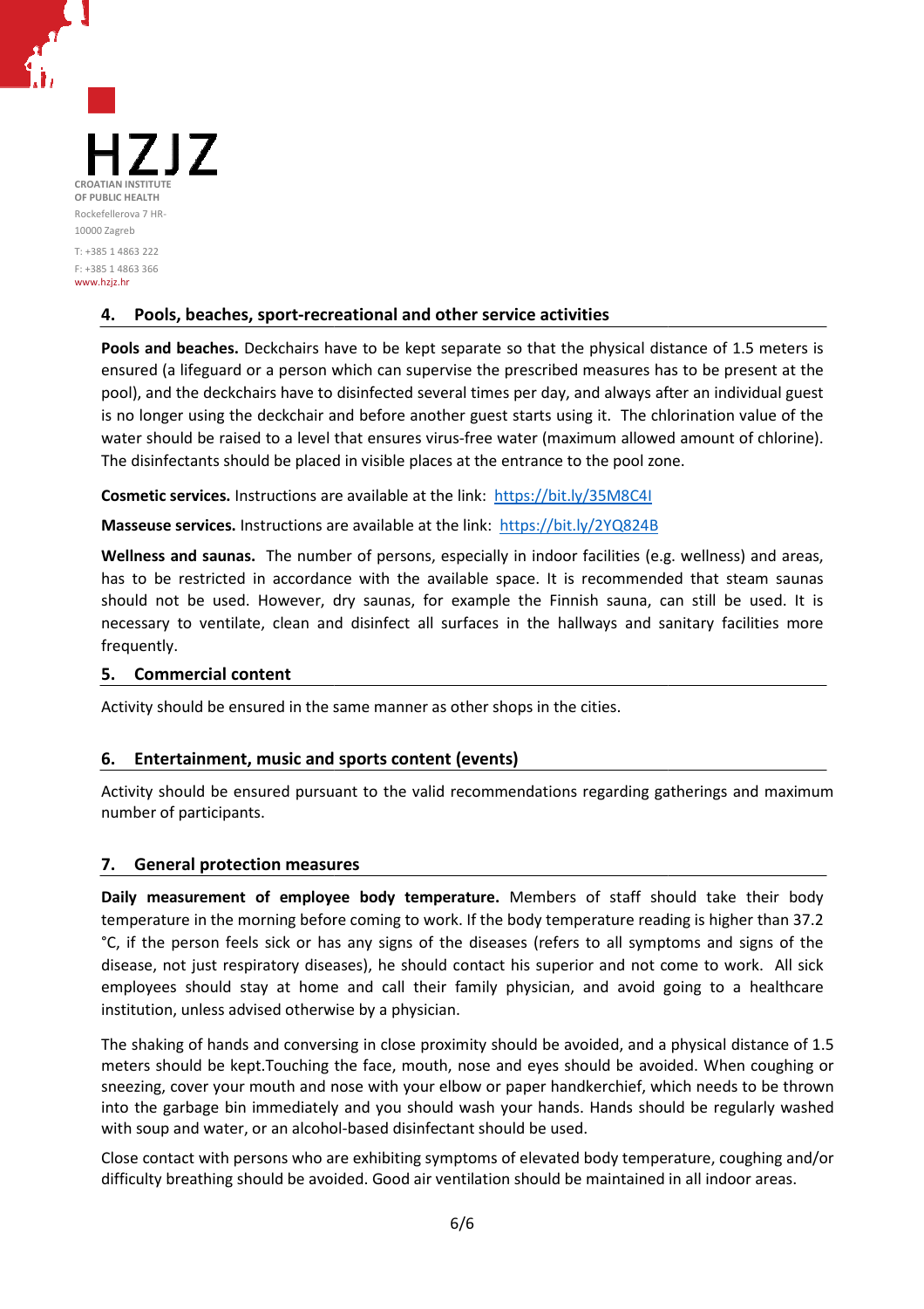HZJZ

CROATIAN INSTITUTE OF PUBLIC HEALTH

Rockefellerova 7 HR-10000 Zagreb

T: +385 1 4863 222

F: +385 1 4863 366

www.hzjz.hr

## 4. Pools, beaches, sport-recreational and other service activities

**Pools and beaches.** Deckchairs have to be kept separate so that the physical distance of 1.5 meters is ensured (a lifeguard or a person which can supervise the prescribed measures has to be present at the pool), and the deckchairs have to disinfected several times per day, and always after an individual guest is no longer using the deckchair and before another guest starts using it. The chlorination value of the water should be raised to a level that ensures virus-free water (maximum allowed amount of chlorine). The disinfectants should be placed in visible places at the entrance to the pool zone.

**Cosmetic services.** Instructions are available at the link: https://bit.ly/35M8C4I

**Masseuse services.** Instructions are available at the link: https://bit.ly/2YQ824B

**Wellness and saunas.** The number of persons, especially in indoor facilities (e.g. wellness) and areas, has to be restricted in accordance with the available space. It is recommended that steam saunas should not be used. However, dry saunas, for example the Finnish sauna, can still be used. It is necessary to ventilate, clean and disinfect all surfaces in the hallways and sanitary facilities more frequently.

## 5. Commercial content

Activity should be ensured in the same manner as other shops in the cities.

## 6. Entertainment, music and sports content (events)

Activity should be ensured pursuant to the valid recommendations regarding gatherings and maximum number of participants.

## 7. General protection measures

**Daily measurement of employee body temperature.** Members of staff should take their body temperature in the morning before coming to work. If the body temperature reading is higher than 37.2 °C, if the person feels sick or has any signs of the diseases (refers to all symptoms and signs of the disease, not just respiratory diseases), he should contact his superior and not come to work. All sick employees should stay at home and call their family physician, and avoid going to a healthcare institution, unless advised otherwise by a physician.

The shaking of hands and conversing in close proximity should be avoided, and a physical distance of 1.5 meters should be kept.Touching the face, mouth, nose and eyes should be avoided. When coughing or sneezing, cover your mouth and nose with your elbow or paper handkerchief, which needs to be thrown into the garbage bin immediately and you should wash your hands. Hands should be regularly washed with soup and water, or an alcohol-based disinfectant should be used.

Close contact with persons who are exhibiting symptoms of elevated body temperature, coughing and/or difficulty breathing should be avoided. Good air ventilation should be maintained in all indoor areas.